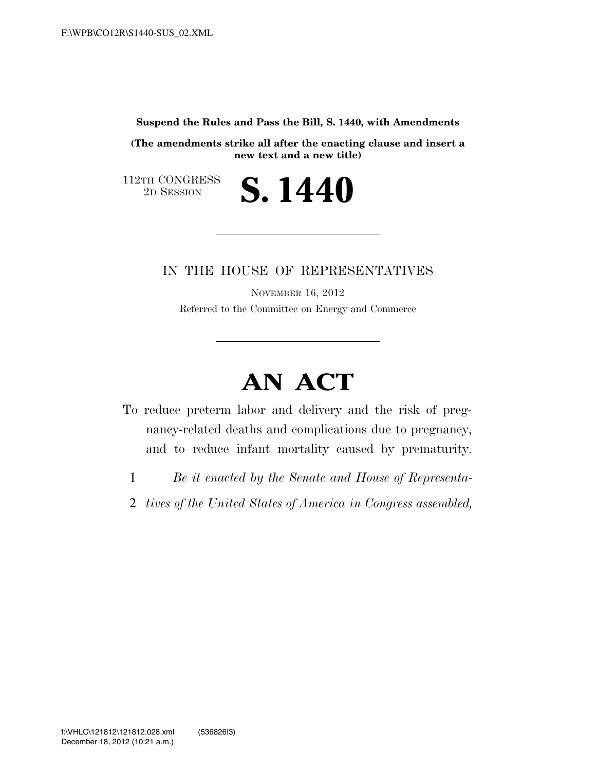**Suspend the Rules and Pass the Bill, S. 1440, with Amendments**

**(The amendments strike all after the enacting clause and insert a new text and a new title)**

112TH CONGRESS
2D SESSION

# S. 1440

IN THE HOUSE OF REPRESENTATIVES

NOVEMBER 16, 2012

Referred to the Committee on Energy and Commerce

# AN ACT

To reduce preterm labor and delivery and the risk of pregnancy-related deaths and complications due to pregnancy, and to reduce infant mortality caused by prematurity.

1 *Be it enacted by the Senate and House of Representa-*
2 *tives of the United States of America in Congress assembled,*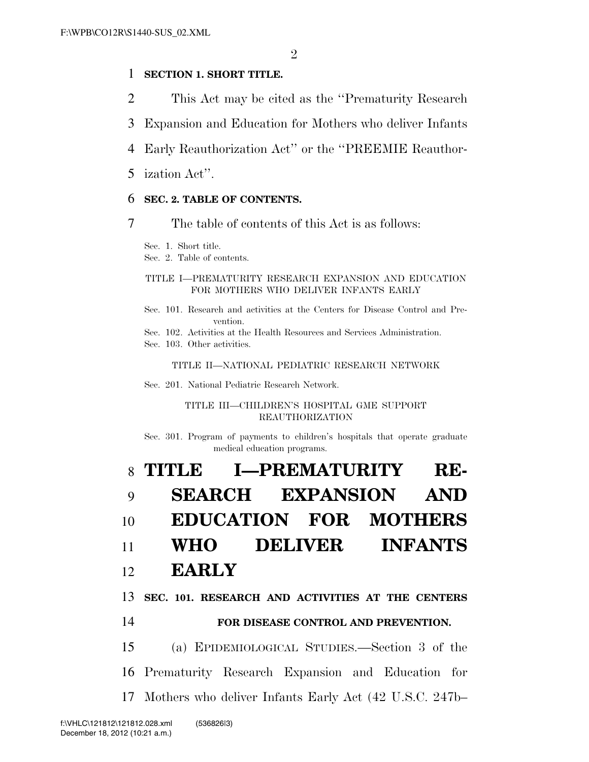**SECTION 1. SHORT TITLE.**

This Act may be cited as the ''Prematurity Research Expansion and Education for Mothers who deliver Infants Early Reauthorization Act'' or the ''PREEMIE Reauthorization Act''.

**SEC. 2. TABLE OF CONTENTS.**

The table of contents of this Act is as follows:

Sec. 1. Short title.
Sec. 2. Table of contents.

TITLE I—PREMATURITY RESEARCH EXPANSION AND EDUCATION FOR MOTHERS WHO DELIVER INFANTS EARLY

Sec. 101. Research and activities at the Centers for Disease Control and Prevention.
Sec. 102. Activities at the Health Resources and Services Administration.
Sec. 103. Other activities.

TITLE II—NATIONAL PEDIATRIC RESEARCH NETWORK

Sec. 201. National Pediatric Research Network.

TITLE III—CHILDREN'S HOSPITAL GME SUPPORT REAUTHORIZATION

Sec. 301. Program of payments to children's hospitals that operate graduate medical education programs.

# TITLE I—PREMATURITY RESEARCH EXPANSION AND EDUCATION FOR MOTHERS WHO DELIVER INFANTS EARLY

**SEC. 101. RESEARCH AND ACTIVITIES AT THE CENTERS FOR DISEASE CONTROL AND PREVENTION.**

(a) EPIDEMIOLOGICAL STUDIES.—Section 3 of the Prematurity Research Expansion and Education for Mothers who deliver Infants Early Act (42 U.S.C. 247b–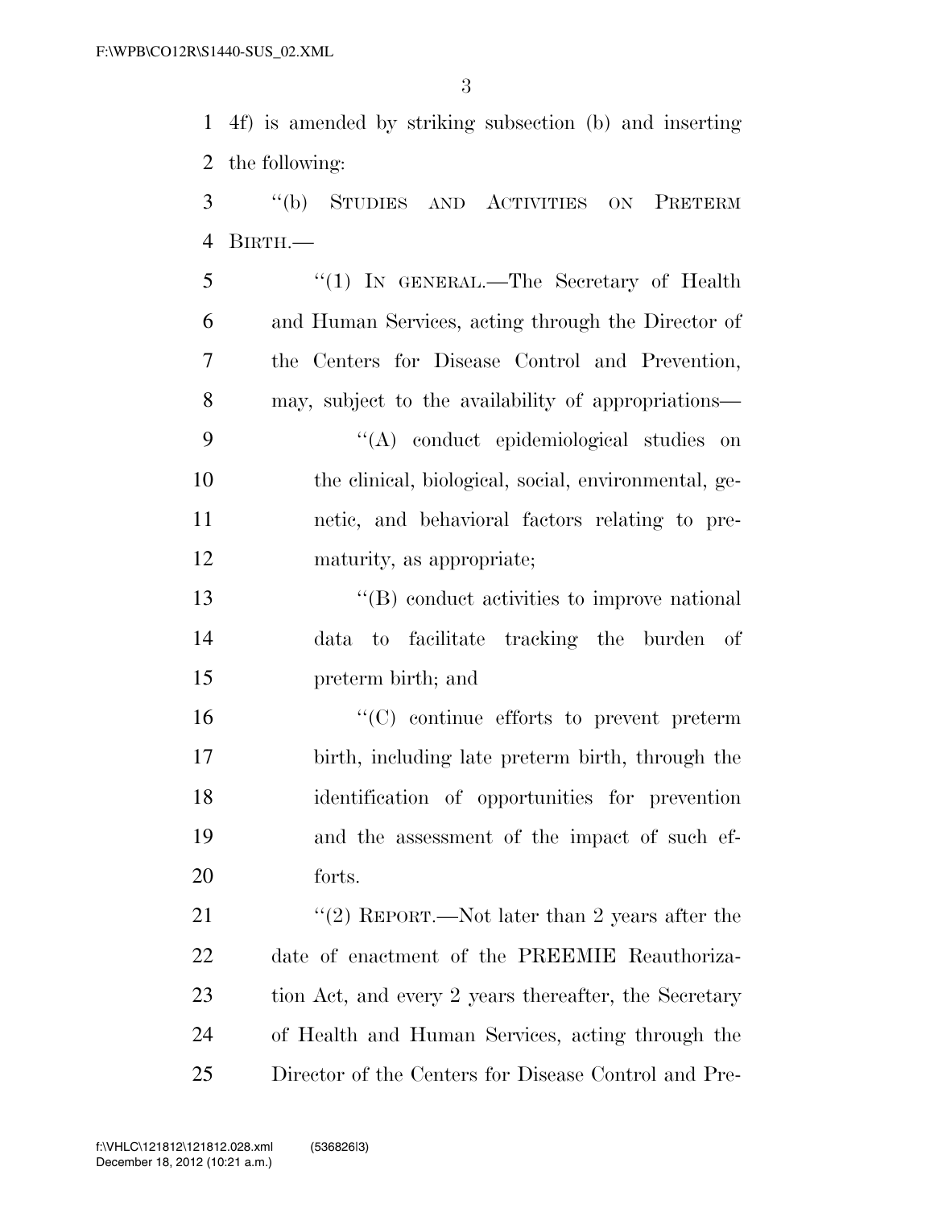4f) is amended by striking subsection (b) and inserting the following:

"(b) STUDIES AND ACTIVITIES ON PRETERM BIRTH.—

"(1) IN GENERAL.—The Secretary of Health and Human Services, acting through the Director of the Centers for Disease Control and Prevention, may, subject to the availability of appropriations—

"(A) conduct epidemiological studies on the clinical, biological, social, environmental, genetic, and behavioral factors relating to prematurity, as appropriate;

"(B) conduct activities to improve national data to facilitate tracking the burden of preterm birth; and

"(C) continue efforts to prevent preterm birth, including late preterm birth, through the identification of opportunities for prevention and the assessment of the impact of such efforts.

"(2) REPORT.—Not later than 2 years after the date of enactment of the PREEMIE Reauthorization Act, and every 2 years thereafter, the Secretary of Health and Human Services, acting through the Director of the Centers for Disease Control and Pre-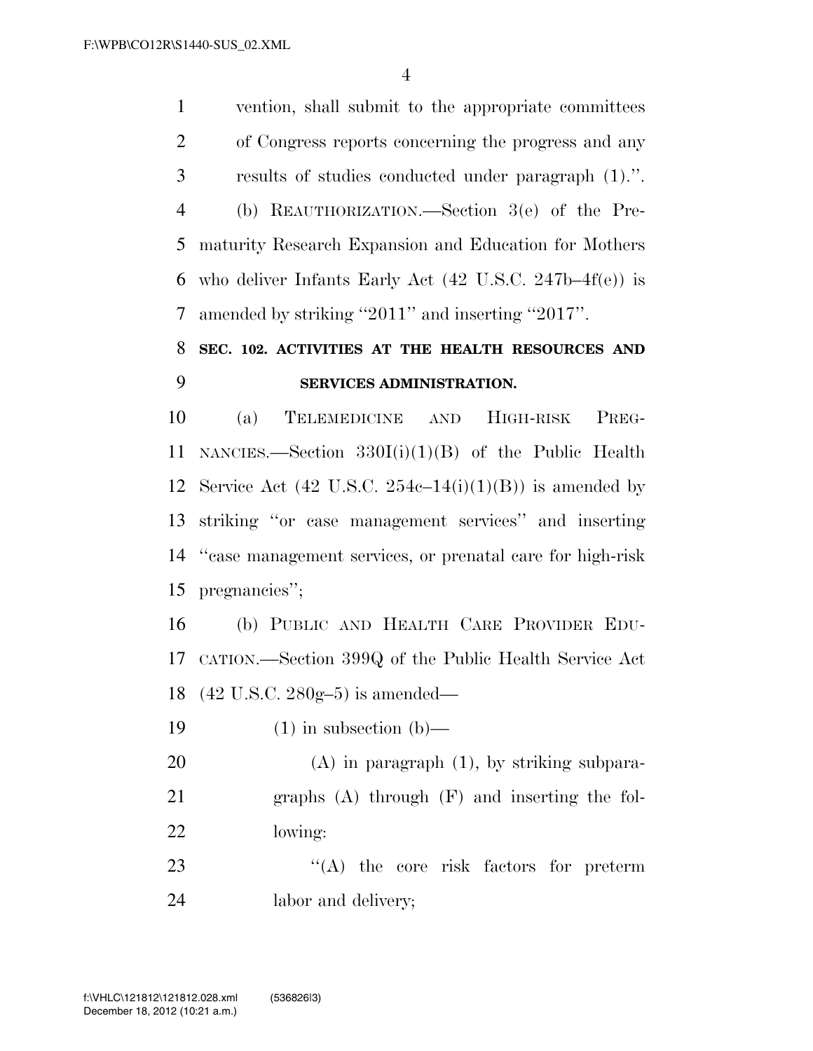vention, shall submit to the appropriate committees of Congress reports concerning the progress and any results of studies conducted under paragraph (1).''.

(b) REAUTHORIZATION.—Section 3(e) of the Prematurity Research Expansion and Education for Mothers who deliver Infants Early Act (42 U.S.C. 247b–4f(e)) is amended by striking ''2011'' and inserting ''2017''.

**SEC. 102. ACTIVITIES AT THE HEALTH RESOURCES AND SERVICES ADMINISTRATION.**

(a) TELEMEDICINE AND HIGH-RISK PREGNANCIES.—Section 330I(i)(1)(B) of the Public Health Service Act (42 U.S.C. 254c–14(i)(1)(B)) is amended by striking ''or case management services'' and inserting ''case management services, or prenatal care for high-risk pregnancies'';

(b) PUBLIC AND HEALTH CARE PROVIDER EDUCATION.—Section 399Q of the Public Health Service Act (42 U.S.C. 280g–5) is amended—

(1) in subsection (b)—

(A) in paragraph (1), by striking subparagraphs (A) through (F) and inserting the following:

''(A) the core risk factors for preterm labor and delivery;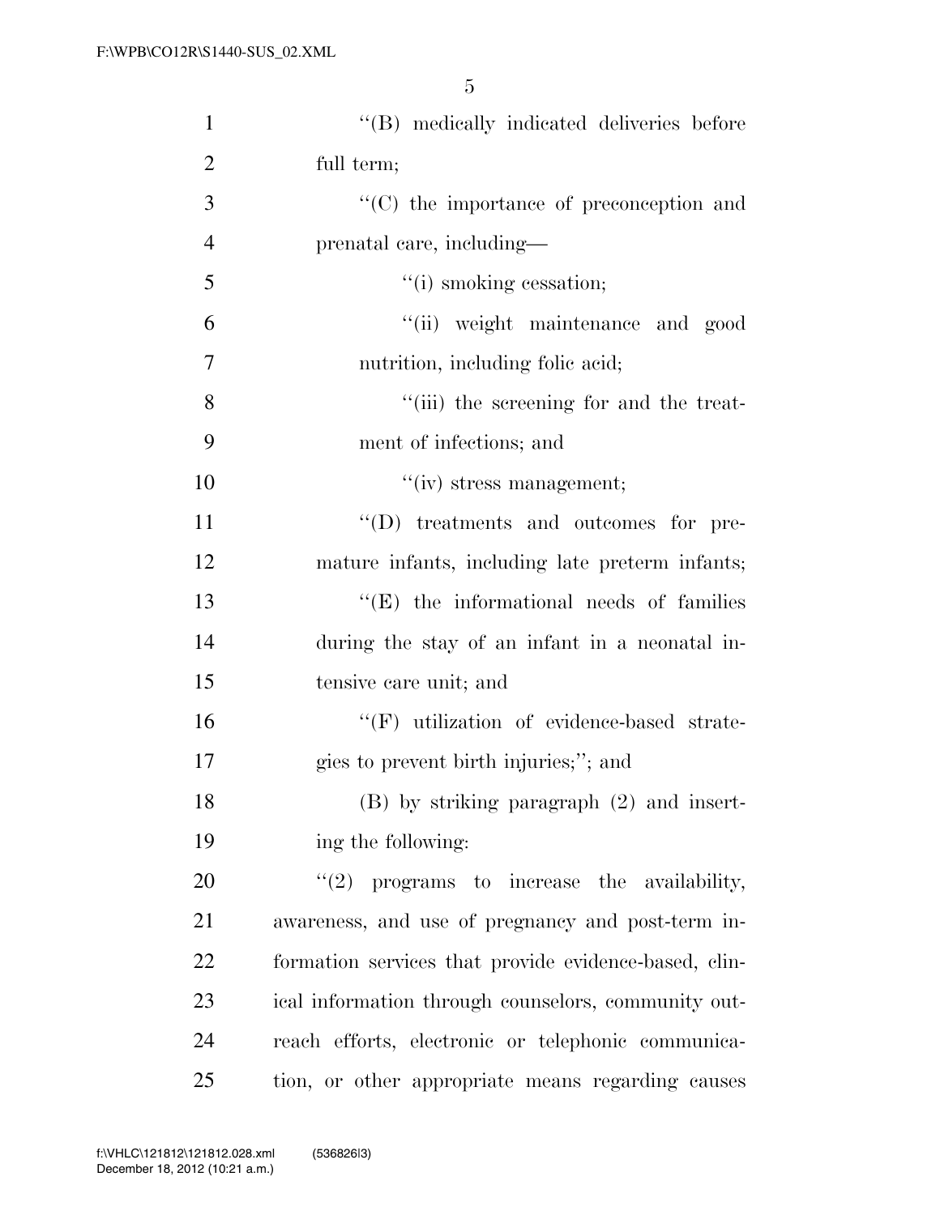"(B) medically indicated deliveries before full term;

"(C) the importance of preconception and prenatal care, including—

"(i) smoking cessation;

"(ii) weight maintenance and good nutrition, including folic acid;

"(iii) the screening for and the treatment of infections; and

"(iv) stress management;

"(D) treatments and outcomes for premature infants, including late preterm infants;

"(E) the informational needs of families during the stay of an infant in a neonatal intensive care unit; and

"(F) utilization of evidence-based strategies to prevent birth injuries;"; and

(B) by striking paragraph (2) and inserting the following:

"(2) programs to increase the availability, awareness, and use of pregnancy and post-term information services that provide evidence-based, clinical information through counselors, community outreach efforts, electronic or telephonic communication, or other appropriate means regarding causes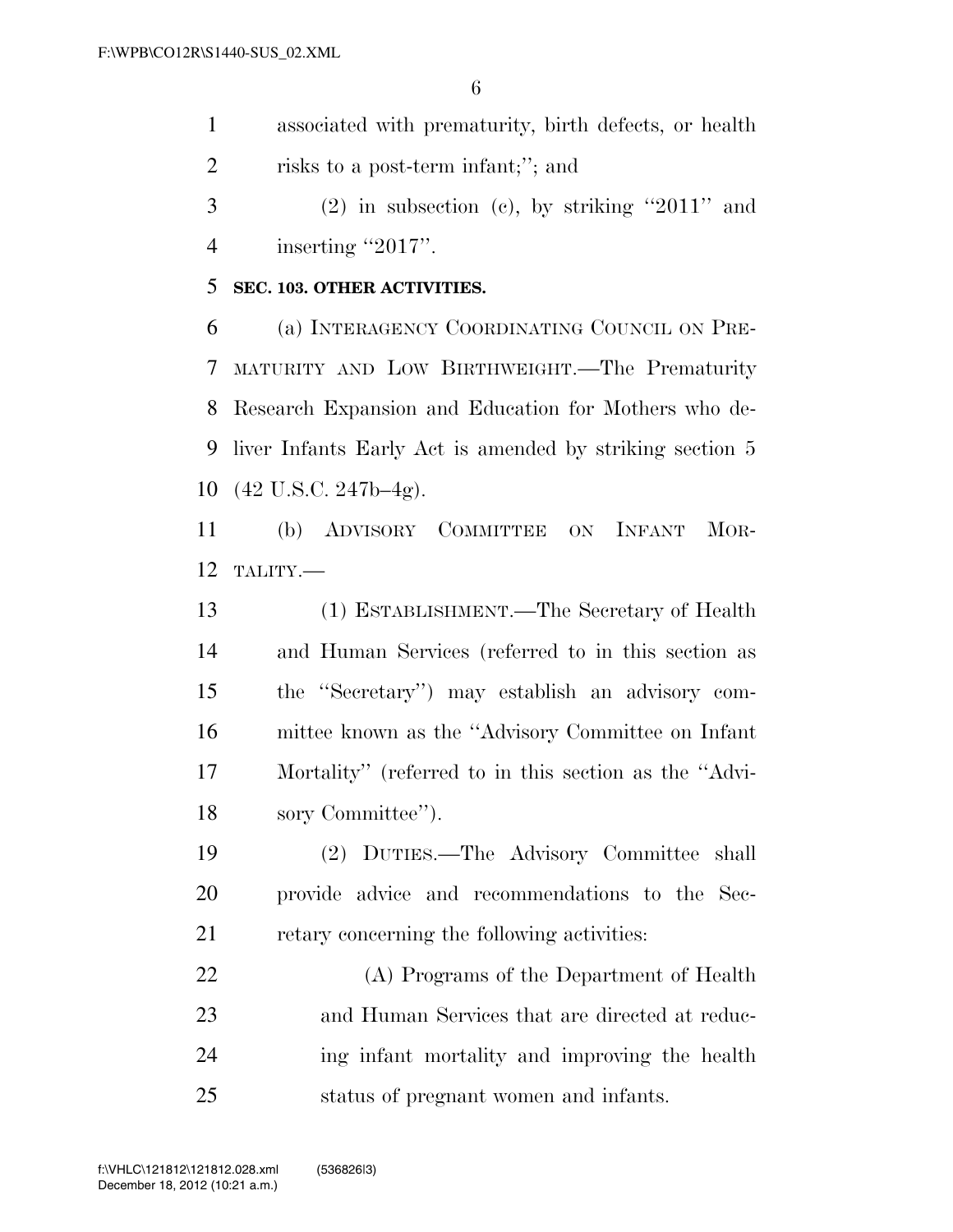associated with prematurity, birth defects, or health risks to a post-term infant;''; and

(2) in subsection (c), by striking ''2011'' and inserting ''2017''.

**SEC. 103. OTHER ACTIVITIES.**

(a) INTERAGENCY COORDINATING COUNCIL ON PREMATURITY AND LOW BIRTHWEIGHT.—The Prematurity Research Expansion and Education for Mothers who deliver Infants Early Act is amended by striking section 5 (42 U.S.C. 247b–4g).

(b) ADVISORY COMMITTEE ON INFANT MORTALITY.—

(1) ESTABLISHMENT.—The Secretary of Health and Human Services (referred to in this section as the ''Secretary'') may establish an advisory committee known as the ''Advisory Committee on Infant Mortality'' (referred to in this section as the ''Advisory Committee'').

(2) DUTIES.—The Advisory Committee shall provide advice and recommendations to the Secretary concerning the following activities:

(A) Programs of the Department of Health and Human Services that are directed at reducing infant mortality and improving the health status of pregnant women and infants.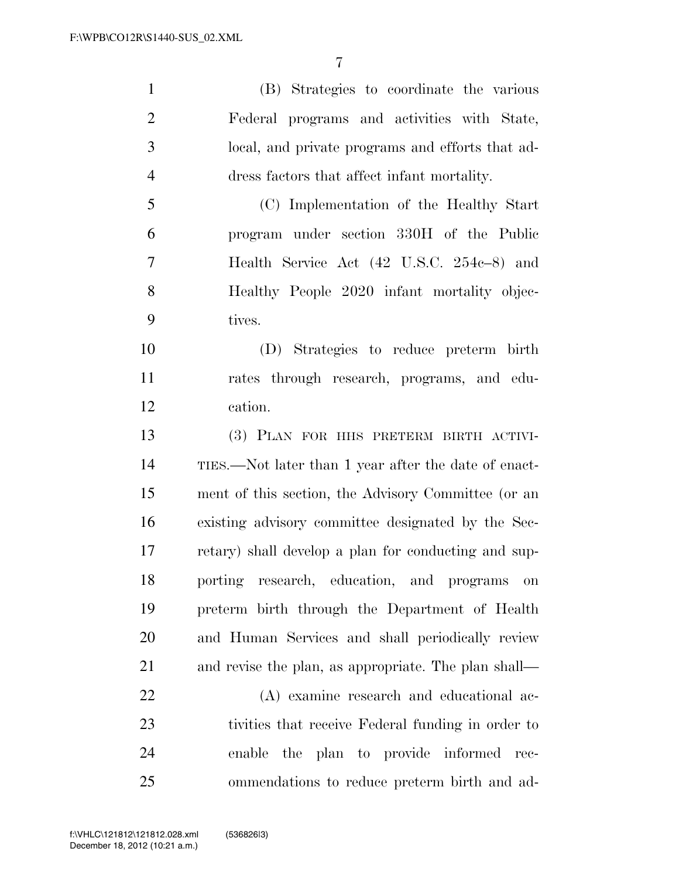(B) Strategies to coordinate the various Federal programs and activities with State, local, and private programs and efforts that address factors that affect infant mortality.

(C) Implementation of the Healthy Start program under section 330H of the Public Health Service Act (42 U.S.C. 254c–8) and Healthy People 2020 infant mortality objectives.

(D) Strategies to reduce preterm birth rates through research, programs, and education.

(3) PLAN FOR HHS PRETERM BIRTH ACTIVITIES.—Not later than 1 year after the date of enactment of this section, the Advisory Committee (or an existing advisory committee designated by the Secretary) shall develop a plan for conducting and supporting research, education, and programs on preterm birth through the Department of Health and Human Services and shall periodically review and revise the plan, as appropriate. The plan shall—

(A) examine research and educational activities that receive Federal funding in order to enable the plan to provide informed recommendations to reduce preterm birth and ad-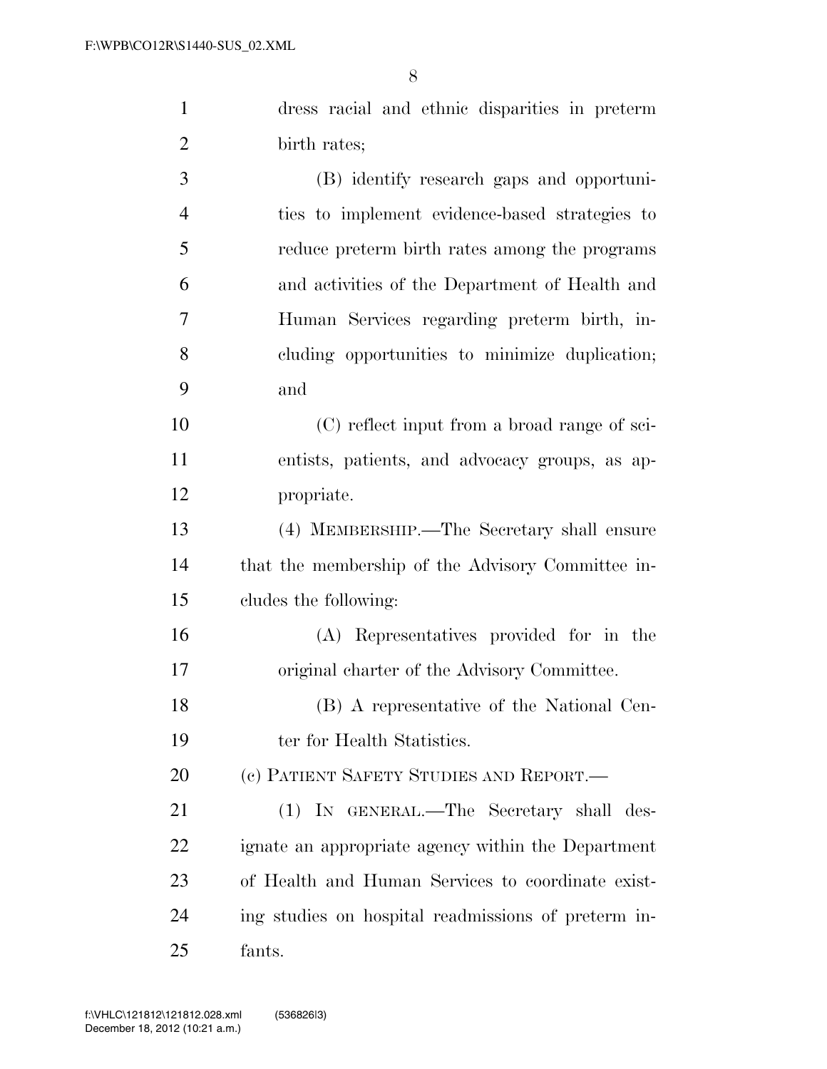dress racial and ethnic disparities in preterm birth rates;

(B) identify research gaps and opportunities to implement evidence-based strategies to reduce preterm birth rates among the programs and activities of the Department of Health and Human Services regarding preterm birth, including opportunities to minimize duplication; and

(C) reflect input from a broad range of scientists, patients, and advocacy groups, as appropriate.

(4) MEMBERSHIP.—The Secretary shall ensure that the membership of the Advisory Committee includes the following:

(A) Representatives provided for in the original charter of the Advisory Committee.

(B) A representative of the National Center for Health Statistics.

(c) PATIENT SAFETY STUDIES AND REPORT.—

(1) IN GENERAL.—The Secretary shall designate an appropriate agency within the Department of Health and Human Services to coordinate existing studies on hospital readmissions of preterm infants.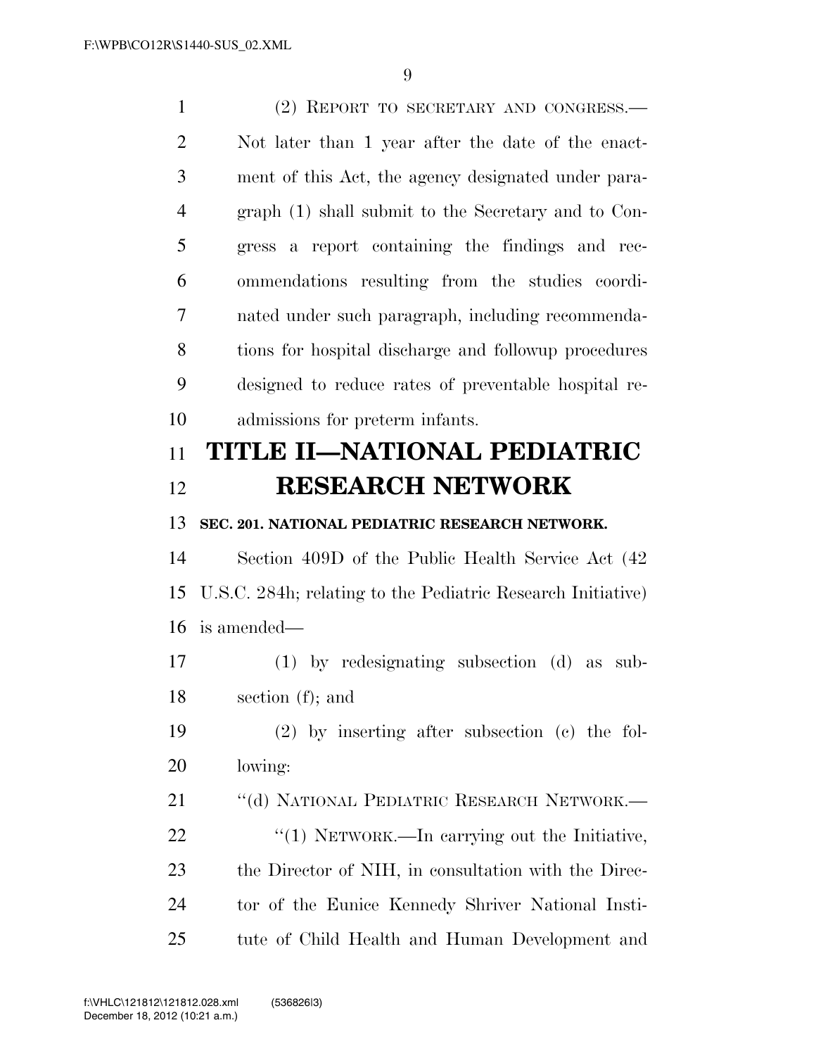(2) REPORT TO SECRETARY AND CONGRESS.—Not later than 1 year after the date of the enactment of this Act, the agency designated under paragraph (1) shall submit to the Secretary and to Congress a report containing the findings and recommendations resulting from the studies coordinated under such paragraph, including recommendations for hospital discharge and followup procedures designed to reduce rates of preventable hospital readmissions for preterm infants.

# TITLE II—NATIONAL PEDIATRIC RESEARCH NETWORK

**SEC. 201. NATIONAL PEDIATRIC RESEARCH NETWORK.**

Section 409D of the Public Health Service Act (42 U.S.C. 284h; relating to the Pediatric Research Initiative) is amended—

(1) by redesignating subsection (d) as subsection (f); and

(2) by inserting after subsection (c) the following:

"(d) NATIONAL PEDIATRIC RESEARCH NETWORK.—

"(1) NETWORK.—In carrying out the Initiative, the Director of NIH, in consultation with the Director of the Eunice Kennedy Shriver National Institute of Child Health and Human Development and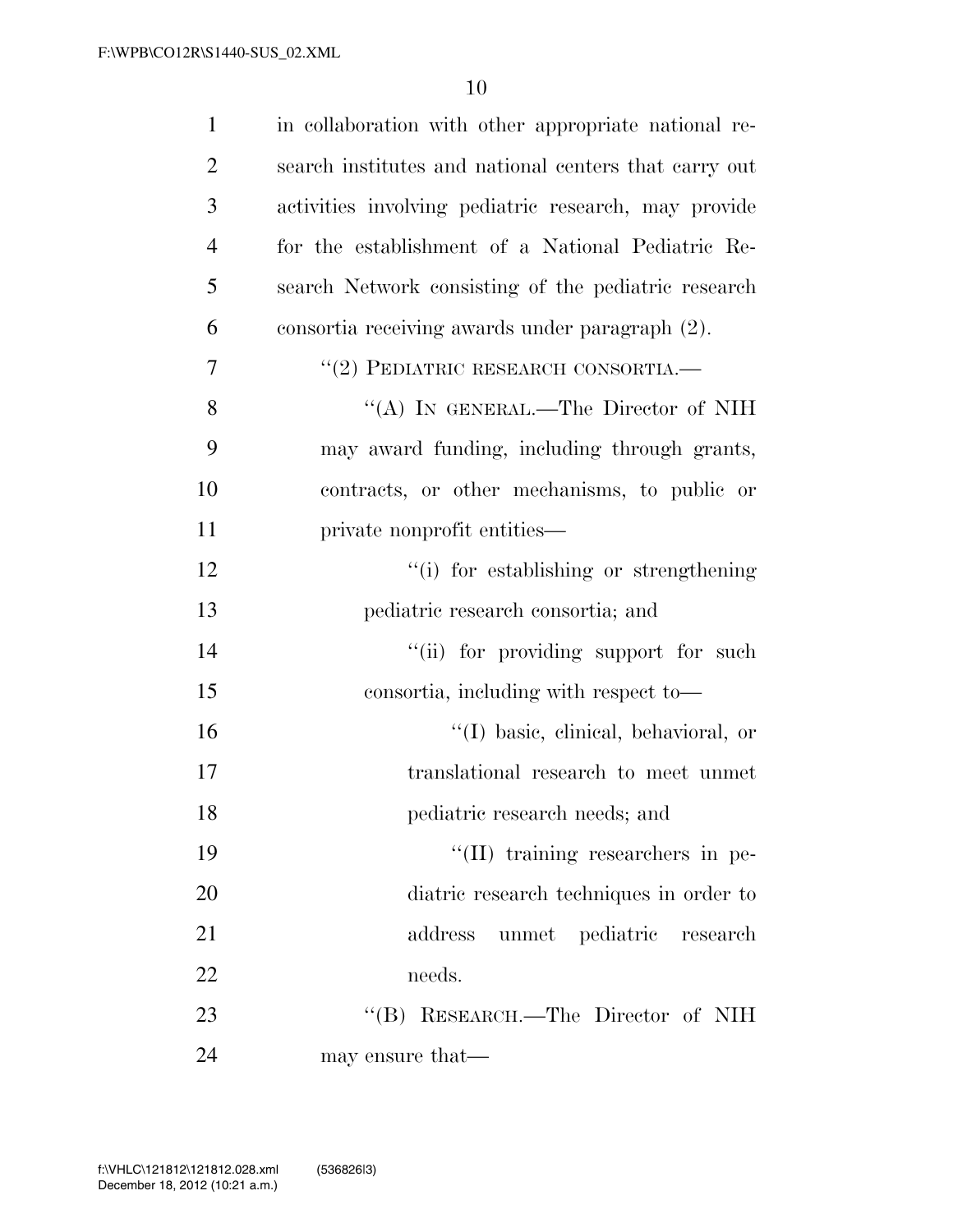in collaboration with other appropriate national research institutes and national centers that carry out activities involving pediatric research, may provide for the establishment of a National Pediatric Research Network consisting of the pediatric research consortia receiving awards under paragraph (2).

''(2) PEDIATRIC RESEARCH CONSORTIA.—

''(A) IN GENERAL.—The Director of NIH may award funding, including through grants, contracts, or other mechanisms, to public or private nonprofit entities—

''(i) for establishing or strengthening pediatric research consortia; and

''(ii) for providing support for such consortia, including with respect to—

''(I) basic, clinical, behavioral, or translational research to meet unmet pediatric research needs; and

''(II) training researchers in pediatric research techniques in order to address unmet pediatric research needs.

''(B) RESEARCH.—The Director of NIH may ensure that—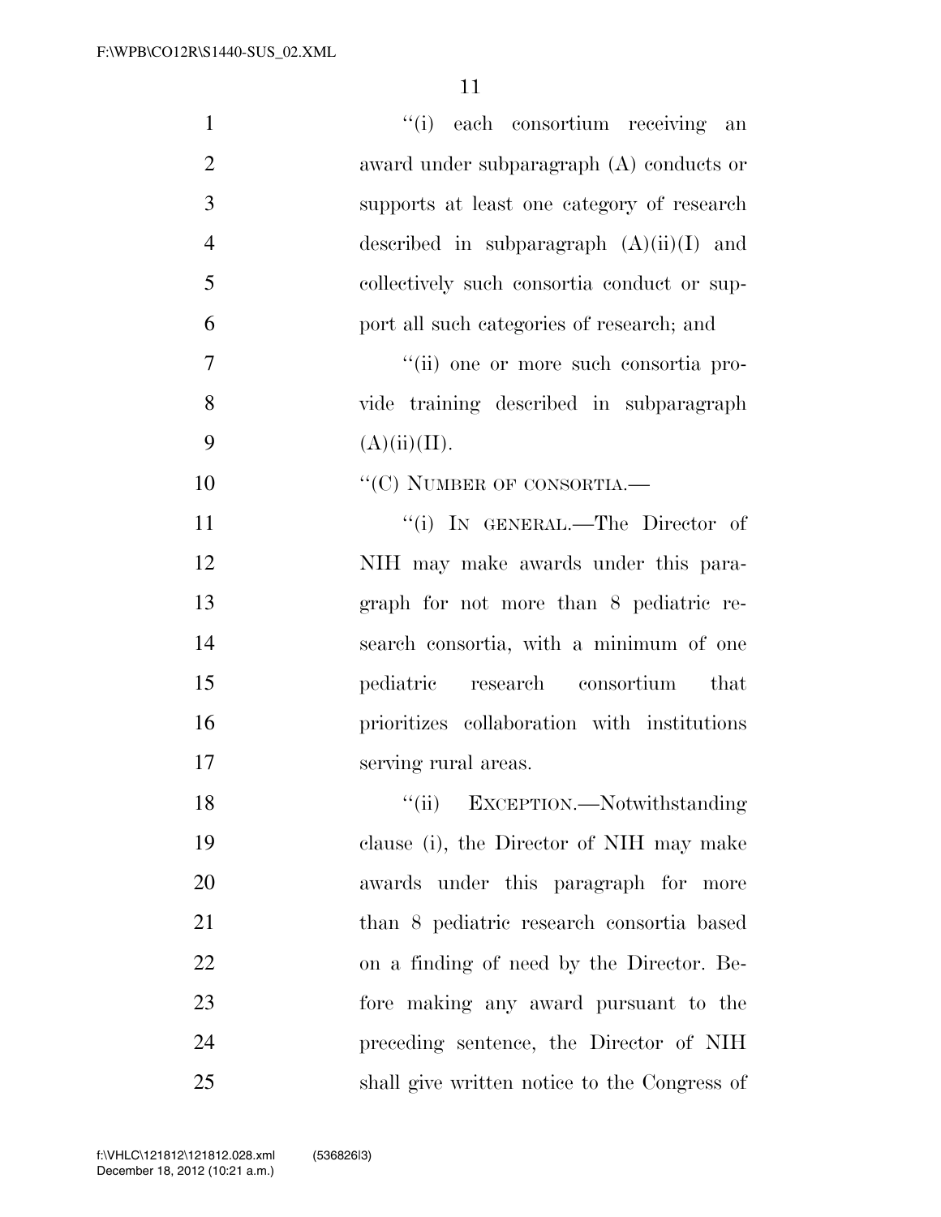"(i) each consortium receiving an award under subparagraph (A) conducts or supports at least one category of research described in subparagraph (A)(ii)(I) and collectively such consortia conduct or support all such categories of research; and

"(ii) one or more such consortia provide training described in subparagraph (A)(ii)(II).

"(C) NUMBER OF CONSORTIA.—

"(i) IN GENERAL.—The Director of NIH may make awards under this paragraph for not more than 8 pediatric research consortia, with a minimum of one pediatric research consortium that prioritizes collaboration with institutions serving rural areas.

"(ii) EXCEPTION.—Notwithstanding clause (i), the Director of NIH may make awards under this paragraph for more than 8 pediatric research consortia based on a finding of need by the Director. Before making any award pursuant to the preceding sentence, the Director of NIH shall give written notice to the Congress of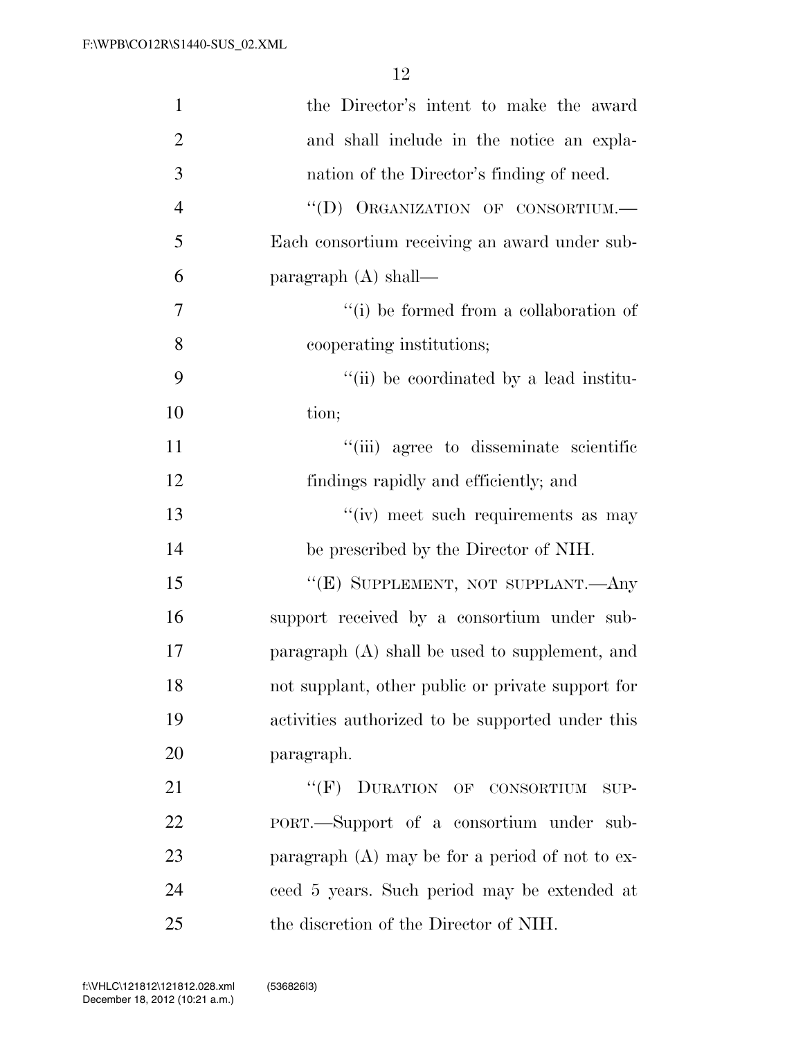the Director's intent to make the award and shall include in the notice an explanation of the Director's finding of need.

"(D) ORGANIZATION OF CONSORTIUM.—Each consortium receiving an award under subparagraph (A) shall—

"(i) be formed from a collaboration of cooperating institutions;

"(ii) be coordinated by a lead institution;

"(iii) agree to disseminate scientific findings rapidly and efficiently; and

"(iv) meet such requirements as may be prescribed by the Director of NIH.

"(E) SUPPLEMENT, NOT SUPPLANT.—Any support received by a consortium under subparagraph (A) shall be used to supplement, and not supplant, other public or private support for activities authorized to be supported under this paragraph.

"(F) DURATION OF CONSORTIUM SUPPORT.—Support of a consortium under subparagraph (A) may be for a period of not to exceed 5 years. Such period may be extended at the discretion of the Director of NIH.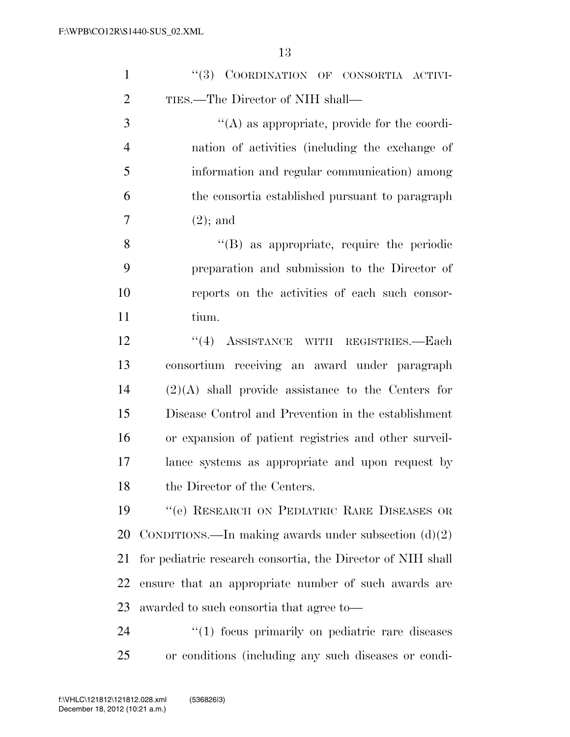"(3) COORDINATION OF CONSORTIA ACTIVITIES.—The Director of NIH shall—

"(A) as appropriate, provide for the coordination of activities (including the exchange of information and regular communication) among the consortia established pursuant to paragraph (2); and

"(B) as appropriate, require the periodic preparation and submission to the Director of reports on the activities of each such consortium.

"(4) ASSISTANCE WITH REGISTRIES.—Each consortium receiving an award under paragraph (2)(A) shall provide assistance to the Centers for Disease Control and Prevention in the establishment or expansion of patient registries and other surveillance systems as appropriate and upon request by the Director of the Centers.

"(e) RESEARCH ON PEDIATRIC RARE DISEASES OR CONDITIONS.—In making awards under subsection (d)(2) for pediatric research consortia, the Director of NIH shall ensure that an appropriate number of such awards are awarded to such consortia that agree to—

"(1) focus primarily on pediatric rare diseases or conditions (including any such diseases or condi-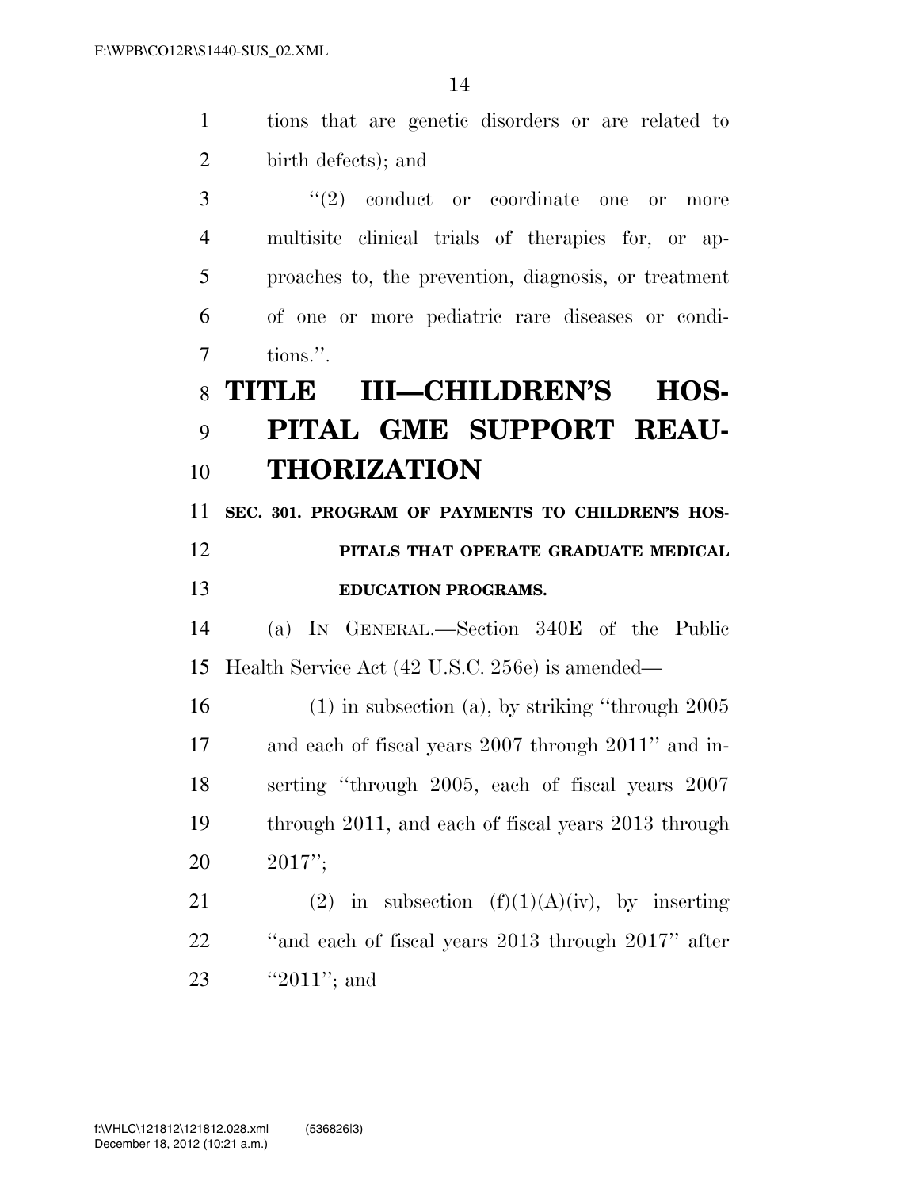tions that are genetic disorders or are related to birth defects); and

"(2) conduct or coordinate one or more multisite clinical trials of therapies for, or approaches to, the prevention, diagnosis, or treatment of one or more pediatric rare diseases or conditions.".

# TITLE III—CHILDREN'S HOSPITAL GME SUPPORT REAUTHORIZATION

**SEC. 301. PROGRAM OF PAYMENTS TO CHILDREN'S HOSPITALS THAT OPERATE GRADUATE MEDICAL EDUCATION PROGRAMS.**

(a) IN GENERAL.—Section 340E of the Public Health Service Act (42 U.S.C. 256e) is amended—

(1) in subsection (a), by striking "through 2005 and each of fiscal years 2007 through 2011" and inserting "through 2005, each of fiscal years 2007 through 2011, and each of fiscal years 2013 through 2017";

(2) in subsection (f)(1)(A)(iv), by inserting "and each of fiscal years 2013 through 2017" after "2011"; and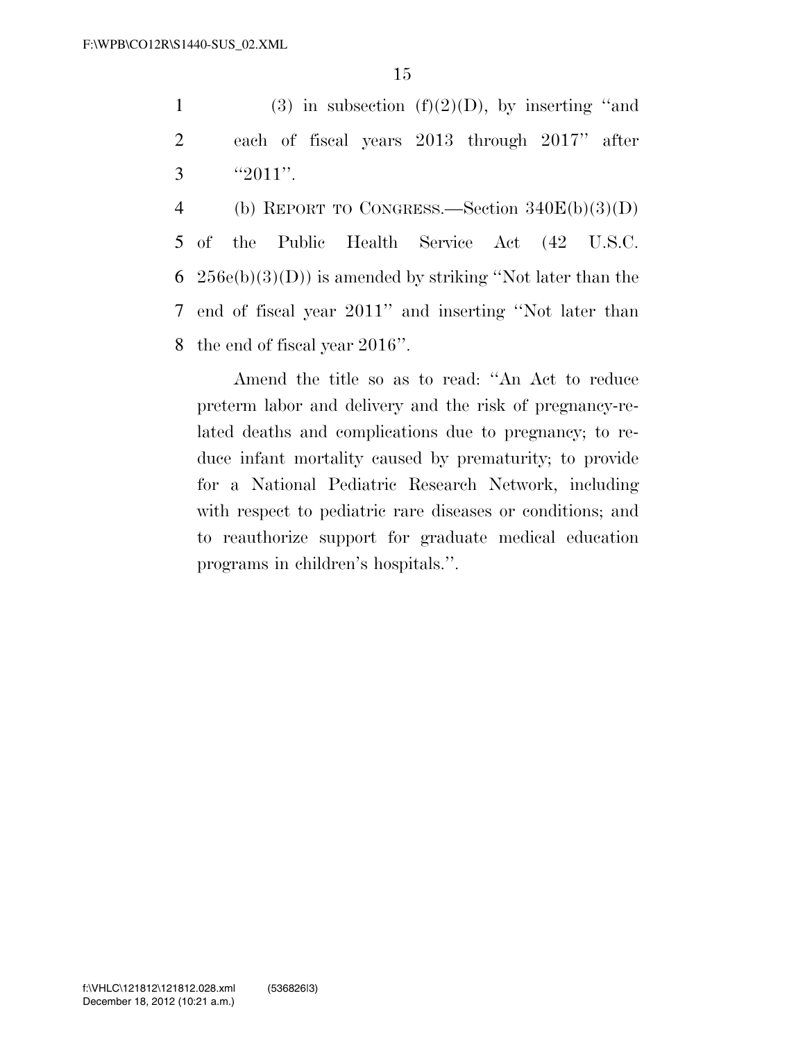(3) in subsection (f)(2)(D), by inserting ''and each of fiscal years 2013 through 2017'' after ''2011''.

(b) REPORT TO CONGRESS.—Section 340E(b)(3)(D) of the Public Health Service Act (42 U.S.C. 256e(b)(3)(D)) is amended by striking ''Not later than the end of fiscal year 2011'' and inserting ''Not later than the end of fiscal year 2016''.

Amend the title so as to read: ''An Act to reduce preterm labor and delivery and the risk of pregnancy-related deaths and complications due to pregnancy; to reduce infant mortality caused by prematurity; to provide for a National Pediatric Research Network, including with respect to pediatric rare diseases or conditions; and to reauthorize support for graduate medical education programs in children's hospitals.''.